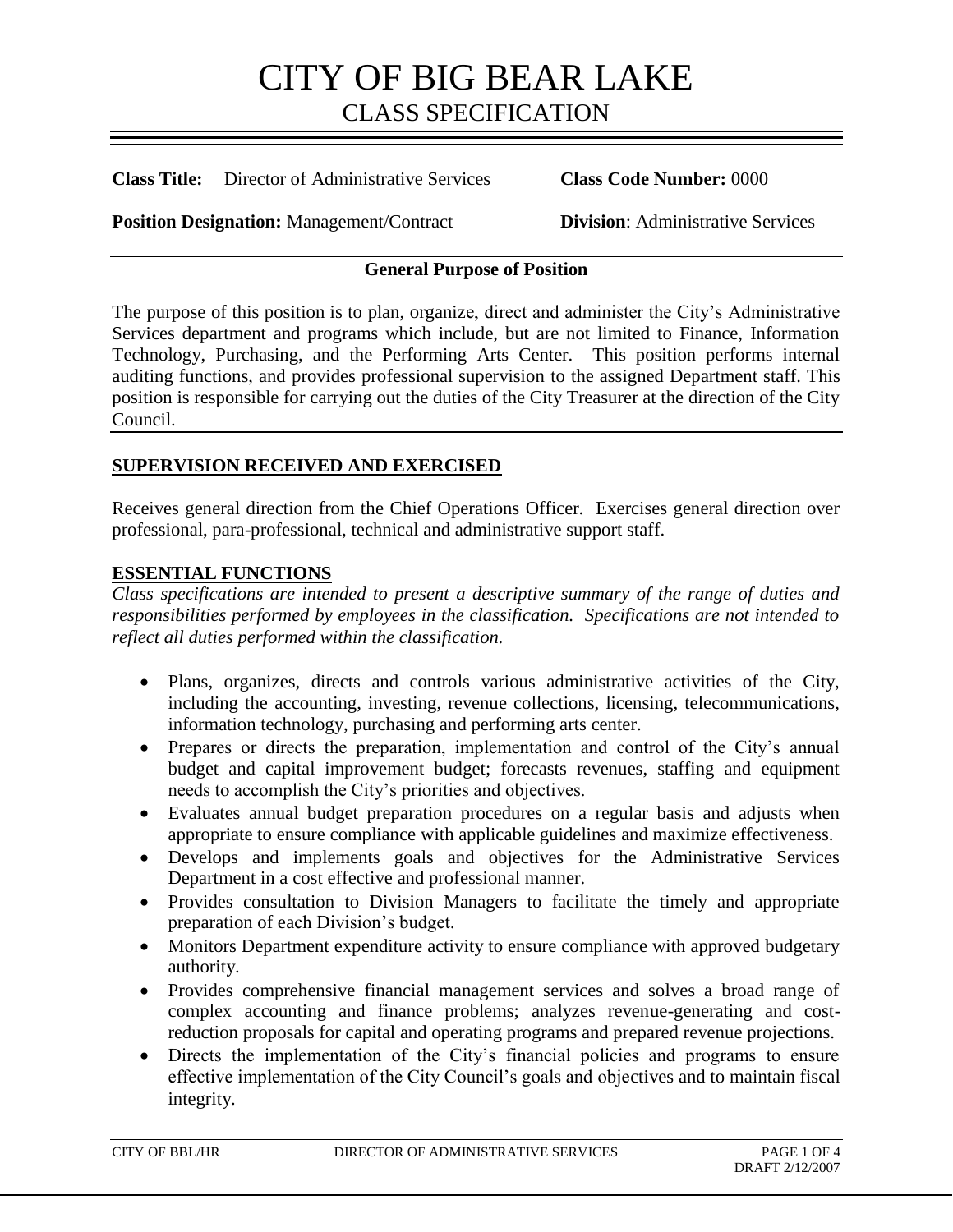# CITY OF BIG BEAR LAKE
## CLASS SPECIFICATION

**Class Title:** Director of Administrative Services **Class Code Number:** 0000

**Position Designation:** Management/Contract **Division**: Administrative Services

**General Purpose of Position**

The purpose of this position is to plan, organize, direct and administer the City's Administrative Services department and programs which include, but are not limited to Finance, Information Technology, Purchasing, and the Performing Arts Center. This position performs internal auditing functions, and provides professional supervision to the assigned Department staff. This position is responsible for carrying out the duties of the City Treasurer at the direction of the City Council.

### SUPERVISION RECEIVED AND EXERCISED

Receives general direction from the Chief Operations Officer. Exercises general direction over professional, para-professional, technical and administrative support staff.

### ESSENTIAL FUNCTIONS

*Class specifications are intended to present a descriptive summary of the range of duties and responsibilities performed by employees in the classification. Specifications are not intended to reflect all duties performed within the classification.*

- Plans, organizes, directs and controls various administrative activities of the City, including the accounting, investing, revenue collections, licensing, telecommunications, information technology, purchasing and performing arts center.
- Prepares or directs the preparation, implementation and control of the City's annual budget and capital improvement budget; forecasts revenues, staffing and equipment needs to accomplish the City's priorities and objectives.
- Evaluates annual budget preparation procedures on a regular basis and adjusts when appropriate to ensure compliance with applicable guidelines and maximize effectiveness.
- Develops and implements goals and objectives for the Administrative Services Department in a cost effective and professional manner.
- Provides consultation to Division Managers to facilitate the timely and appropriate preparation of each Division's budget.
- Monitors Department expenditure activity to ensure compliance with approved budgetary authority.
- Provides comprehensive financial management services and solves a broad range of complex accounting and finance problems; analyzes revenue-generating and cost-reduction proposals for capital and operating programs and prepared revenue projections.
- Directs the implementation of the City's financial policies and programs to ensure effective implementation of the City Council's goals and objectives and to maintain fiscal integrity.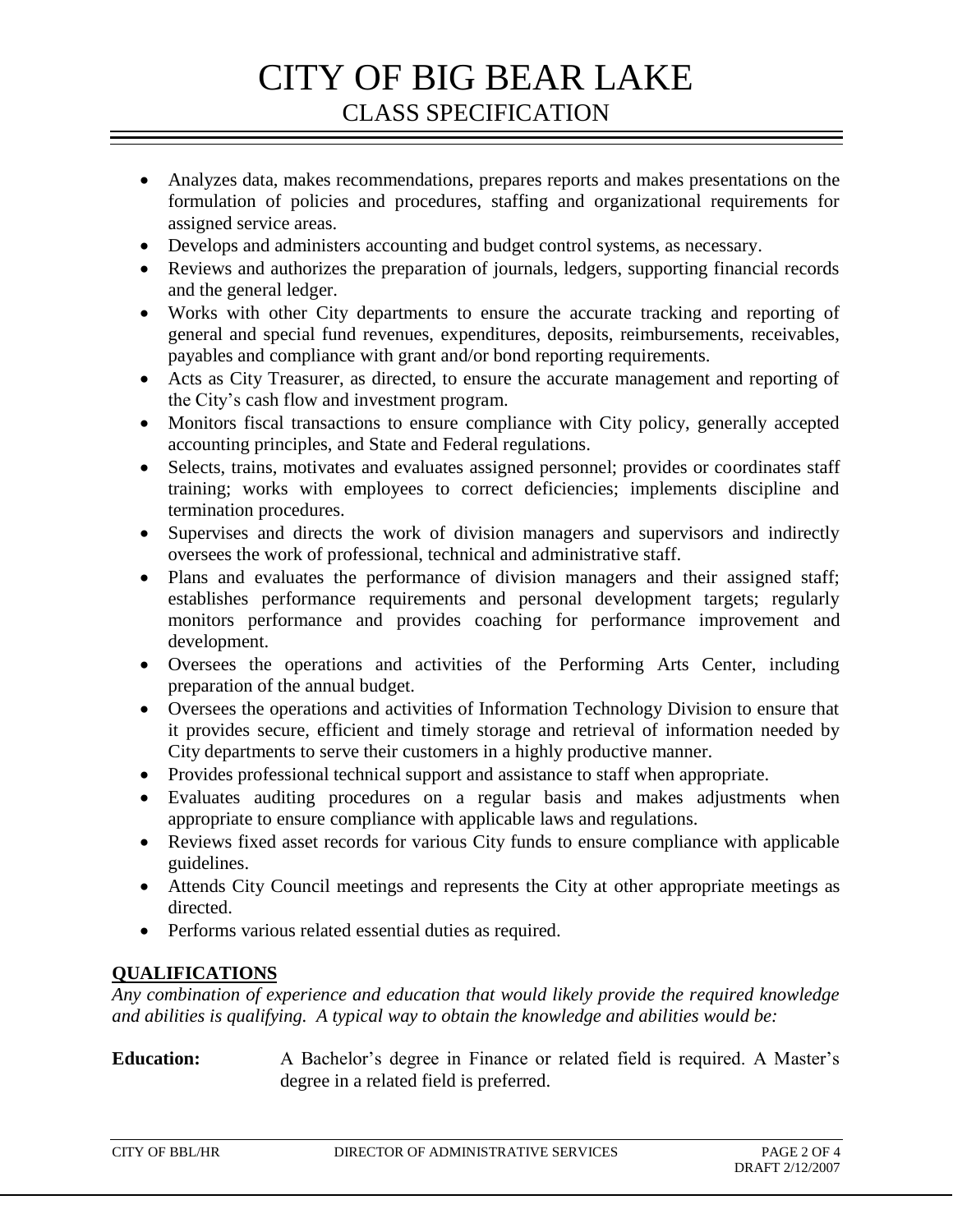- Analyzes data, makes recommendations, prepares reports and makes presentations on the formulation of policies and procedures, staffing and organizational requirements for assigned service areas.
- Develops and administers accounting and budget control systems, as necessary.
- Reviews and authorizes the preparation of journals, ledgers, supporting financial records and the general ledger.
- Works with other City departments to ensure the accurate tracking and reporting of general and special fund revenues, expenditures, deposits, reimbursements, receivables, payables and compliance with grant and/or bond reporting requirements.
- Acts as City Treasurer, as directed, to ensure the accurate management and reporting of the City's cash flow and investment program.
- Monitors fiscal transactions to ensure compliance with City policy, generally accepted accounting principles, and State and Federal regulations.
- Selects, trains, motivates and evaluates assigned personnel; provides or coordinates staff training; works with employees to correct deficiencies; implements discipline and termination procedures.
- Supervises and directs the work of division managers and supervisors and indirectly oversees the work of professional, technical and administrative staff.
- Plans and evaluates the performance of division managers and their assigned staff; establishes performance requirements and personal development targets; regularly monitors performance and provides coaching for performance improvement and development.
- Oversees the operations and activities of the Performing Arts Center, including preparation of the annual budget.
- Oversees the operations and activities of Information Technology Division to ensure that it provides secure, efficient and timely storage and retrieval of information needed by City departments to serve their customers in a highly productive manner.
- Provides professional technical support and assistance to staff when appropriate.
- Evaluates auditing procedures on a regular basis and makes adjustments when appropriate to ensure compliance with applicable laws and regulations.
- Reviews fixed asset records for various City funds to ensure compliance with applicable guidelines.
- Attends City Council meetings and represents the City at other appropriate meetings as directed.
- Performs various related essential duties as required.

## QUALIFICATIONS

*Any combination of experience and education that would likely provide the required knowledge and abilities is qualifying. A typical way to obtain the knowledge and abilities would be:*

**Education:** A Bachelor's degree in Finance or related field is required. A Master's degree in a related field is preferred.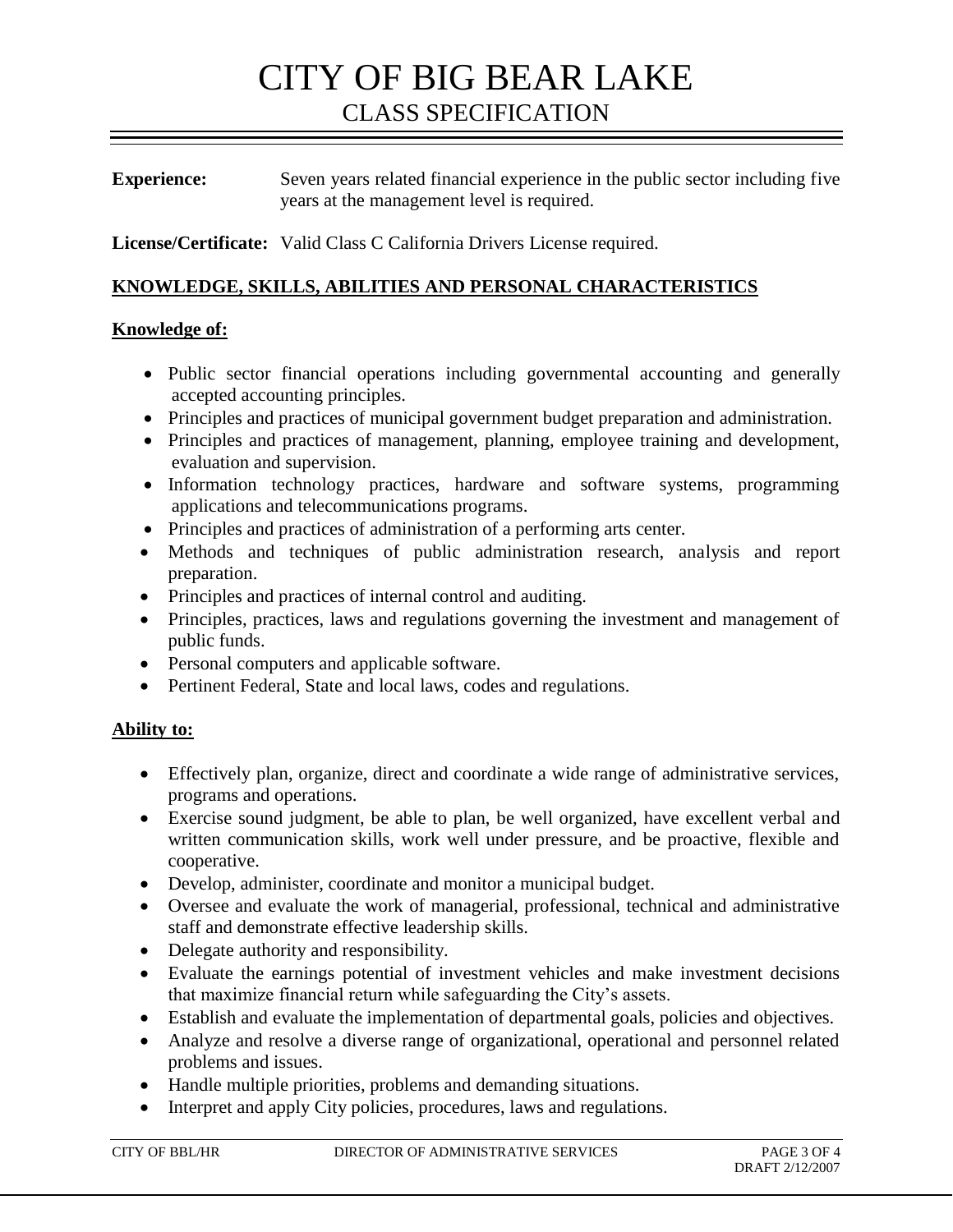**Experience:** Seven years related financial experience in the public sector including five years at the management level is required.

**License/Certificate:** Valid Class C California Drivers License required.

## KNOWLEDGE, SKILLS, ABILITIES AND PERSONAL CHARACTERISTICS

### Knowledge of:

- Public sector financial operations including governmental accounting and generally accepted accounting principles.
- Principles and practices of municipal government budget preparation and administration.
- Principles and practices of management, planning, employee training and development, evaluation and supervision.
- Information technology practices, hardware and software systems, programming applications and telecommunications programs.
- Principles and practices of administration of a performing arts center.
- Methods and techniques of public administration research, analysis and report preparation.
- Principles and practices of internal control and auditing.
- Principles, practices, laws and regulations governing the investment and management of public funds.
- Personal computers and applicable software.
- Pertinent Federal, State and local laws, codes and regulations.

### Ability to:

- Effectively plan, organize, direct and coordinate a wide range of administrative services, programs and operations.
- Exercise sound judgment, be able to plan, be well organized, have excellent verbal and written communication skills, work well under pressure, and be proactive, flexible and cooperative.
- Develop, administer, coordinate and monitor a municipal budget.
- Oversee and evaluate the work of managerial, professional, technical and administrative staff and demonstrate effective leadership skills.
- Delegate authority and responsibility.
- Evaluate the earnings potential of investment vehicles and make investment decisions that maximize financial return while safeguarding the City's assets.
- Establish and evaluate the implementation of departmental goals, policies and objectives.
- Analyze and resolve a diverse range of organizational, operational and personnel related problems and issues.
- Handle multiple priorities, problems and demanding situations.
- Interpret and apply City policies, procedures, laws and regulations.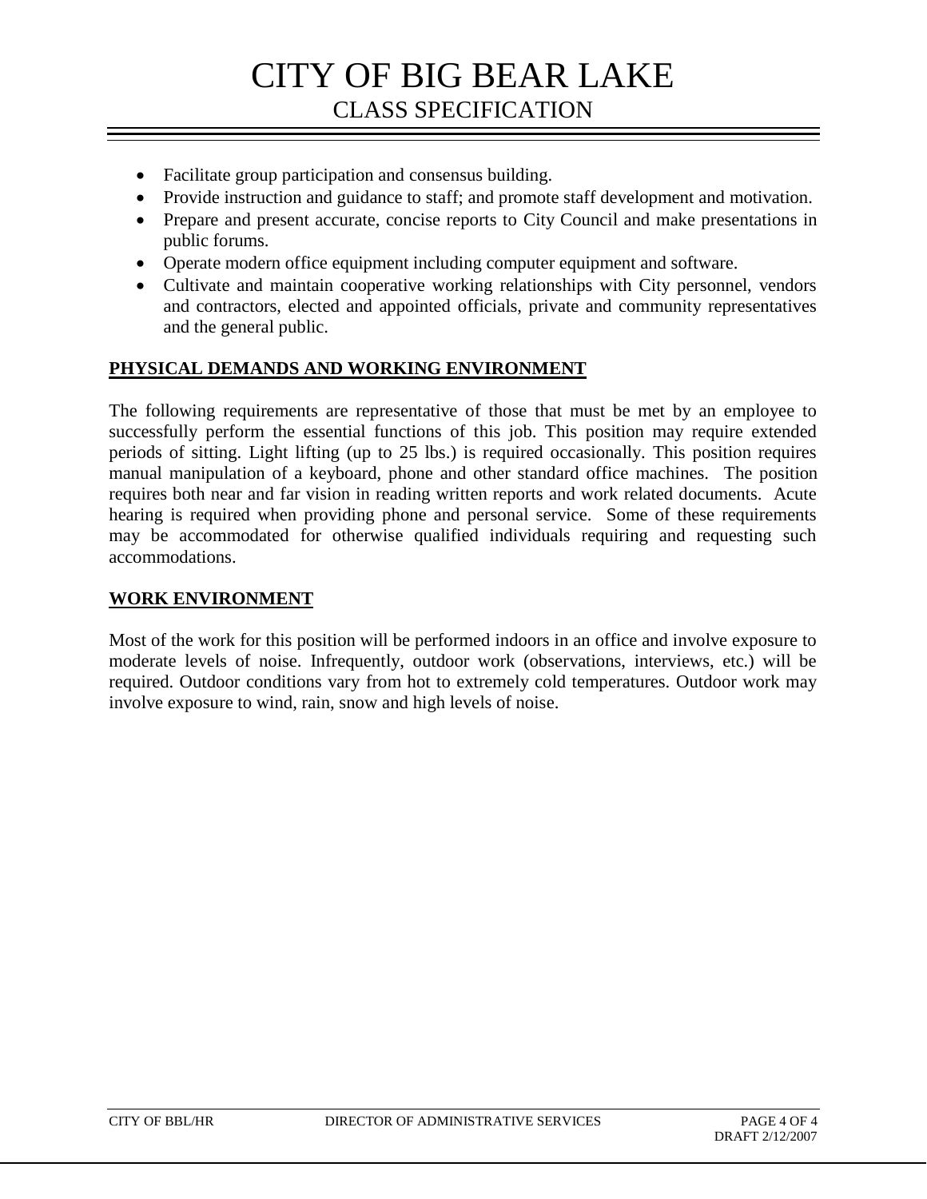- Facilitate group participation and consensus building.
- Provide instruction and guidance to staff; and promote staff development and motivation.
- Prepare and present accurate, concise reports to City Council and make presentations in public forums.
- Operate modern office equipment including computer equipment and software.
- Cultivate and maintain cooperative working relationships with City personnel, vendors and contractors, elected and appointed officials, private and community representatives and the general public.

## PHYSICAL DEMANDS AND WORKING ENVIRONMENT

The following requirements are representative of those that must be met by an employee to successfully perform the essential functions of this job. This position may require extended periods of sitting. Light lifting (up to 25 lbs.) is required occasionally. This position requires manual manipulation of a keyboard, phone and other standard office machines. The position requires both near and far vision in reading written reports and work related documents. Acute hearing is required when providing phone and personal service. Some of these requirements may be accommodated for otherwise qualified individuals requiring and requesting such accommodations.

## WORK ENVIRONMENT

Most of the work for this position will be performed indoors in an office and involve exposure to moderate levels of noise. Infrequently, outdoor work (observations, interviews, etc.) will be required. Outdoor conditions vary from hot to extremely cold temperatures. Outdoor work may involve exposure to wind, rain, snow and high levels of noise.